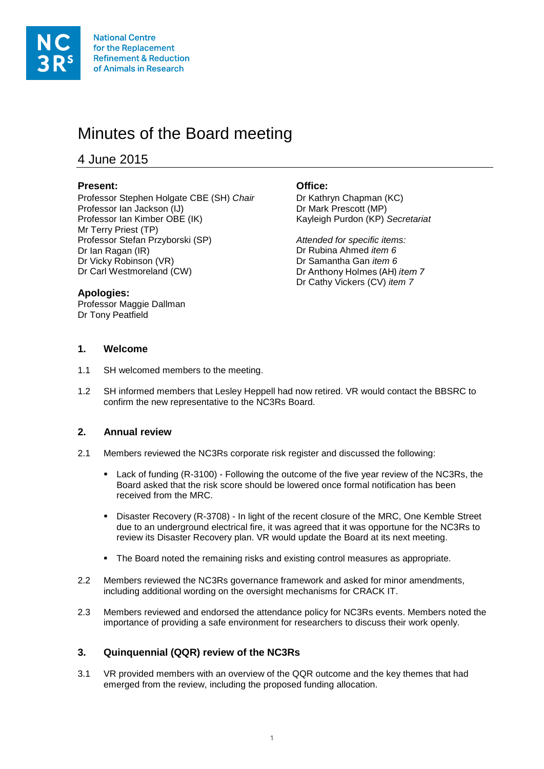National Centre for the Replacement Refinement & Reduction of Animals in Research

# Minutes of the Board meeting

## 4 June 2015

**Present:**
Professor Stephen Holgate CBE (SH) *Chair*
Professor Ian Jackson (IJ)
Professor Ian Kimber OBE (IK)
Mr Terry Priest (TP)
Professor Stefan Przyborski (SP)
Dr Ian Ragan (IR)
Dr Vicky Robinson (VR)
Dr Carl Westmoreland (CW)

**Apologies:**
Professor Maggie Dallman
Dr Tony Peatfield

**Office:**
Dr Kathryn Chapman (KC)
Dr Mark Prescott (MP)
Kayleigh Purdon (KP) *Secretariat*

*Attended for specific items:*
Dr Rubina Ahmed *item 6*
Dr Samantha Gan *item 6*
Dr Anthony Holmes (AH) *item 7*
Dr Cathy Vickers (CV) *item 7*

### 1. Welcome

1.1 SH welcomed members to the meeting.

1.2 SH informed members that Lesley Heppell had now retired. VR would contact the BBSRC to confirm the new representative to the NC3Rs Board.

### 2. Annual review

2.1 Members reviewed the NC3Rs corporate risk register and discussed the following:

- Lack of funding (R-3100) - Following the outcome of the five year review of the NC3Rs, the Board asked that the risk score should be lowered once formal notification has been received from the MRC.

- Disaster Recovery (R-3708) - In light of the recent closure of the MRC, One Kemble Street due to an underground electrical fire, it was agreed that it was opportune for the NC3Rs to review its Disaster Recovery plan. VR would update the Board at its next meeting.

- The Board noted the remaining risks and existing control measures as appropriate.

2.2 Members reviewed the NC3Rs governance framework and asked for minor amendments, including additional wording on the oversight mechanisms for CRACK IT.

2.3 Members reviewed and endorsed the attendance policy for NC3Rs events. Members noted the importance of providing a safe environment for researchers to discuss their work openly.

### 3. Quinquennial (QQR) review of the NC3Rs

3.1 VR provided members with an overview of the QQR outcome and the key themes that had emerged from the review, including the proposed funding allocation.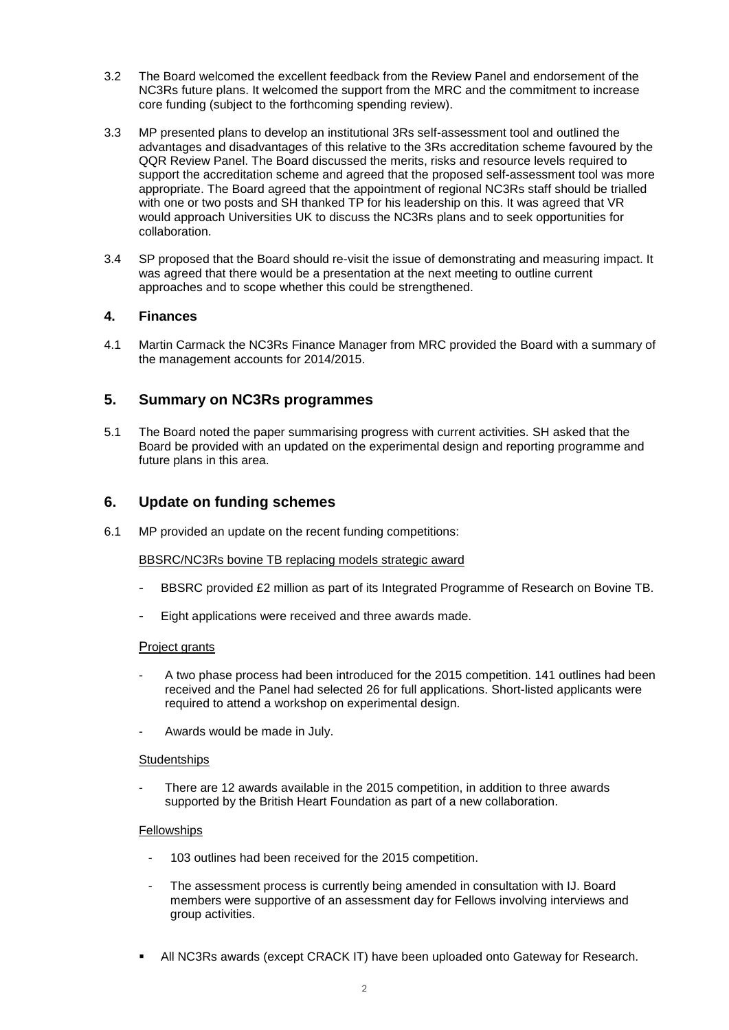3.2 The Board welcomed the excellent feedback from the Review Panel and endorsement of the NC3Rs future plans. It welcomed the support from the MRC and the commitment to increase core funding (subject to the forthcoming spending review).

3.3 MP presented plans to develop an institutional 3Rs self-assessment tool and outlined the advantages and disadvantages of this relative to the 3Rs accreditation scheme favoured by the QQR Review Panel. The Board discussed the merits, risks and resource levels required to support the accreditation scheme and agreed that the proposed self-assessment tool was more appropriate. The Board agreed that the appointment of regional NC3Rs staff should be trialled with one or two posts and SH thanked TP for his leadership on this. It was agreed that VR would approach Universities UK to discuss the NC3Rs plans and to seek opportunities for collaboration.

3.4 SP proposed that the Board should re-visit the issue of demonstrating and measuring impact. It was agreed that there would be a presentation at the next meeting to outline current approaches and to scope whether this could be strengthened.

## 4. Finances

4.1 Martin Carmack the NC3Rs Finance Manager from MRC provided the Board with a summary of the management accounts for 2014/2015.

## 5. Summary on NC3Rs programmes

5.1 The Board noted the paper summarising progress with current activities. SH asked that the Board be provided with an updated on the experimental design and reporting programme and future plans in this area.

## 6. Update on funding schemes

6.1 MP provided an update on the recent funding competitions:

BBSRC/NC3Rs bovine TB replacing models strategic award

- BBSRC provided £2 million as part of its Integrated Programme of Research on Bovine TB.
- Eight applications were received and three awards made.

Project grants

- A two phase process had been introduced for the 2015 competition. 141 outlines had been received and the Panel had selected 26 for full applications. Short-listed applicants were required to attend a workshop on experimental design.
- Awards would be made in July.

Studentships

- There are 12 awards available in the 2015 competition, in addition to three awards supported by the British Heart Foundation as part of a new collaboration.

Fellowships

- 103 outlines had been received for the 2015 competition.
- The assessment process is currently being amended in consultation with IJ. Board members were supportive of an assessment day for Fellows involving interviews and group activities.

- All NC3Rs awards (except CRACK IT) have been uploaded onto Gateway for Research.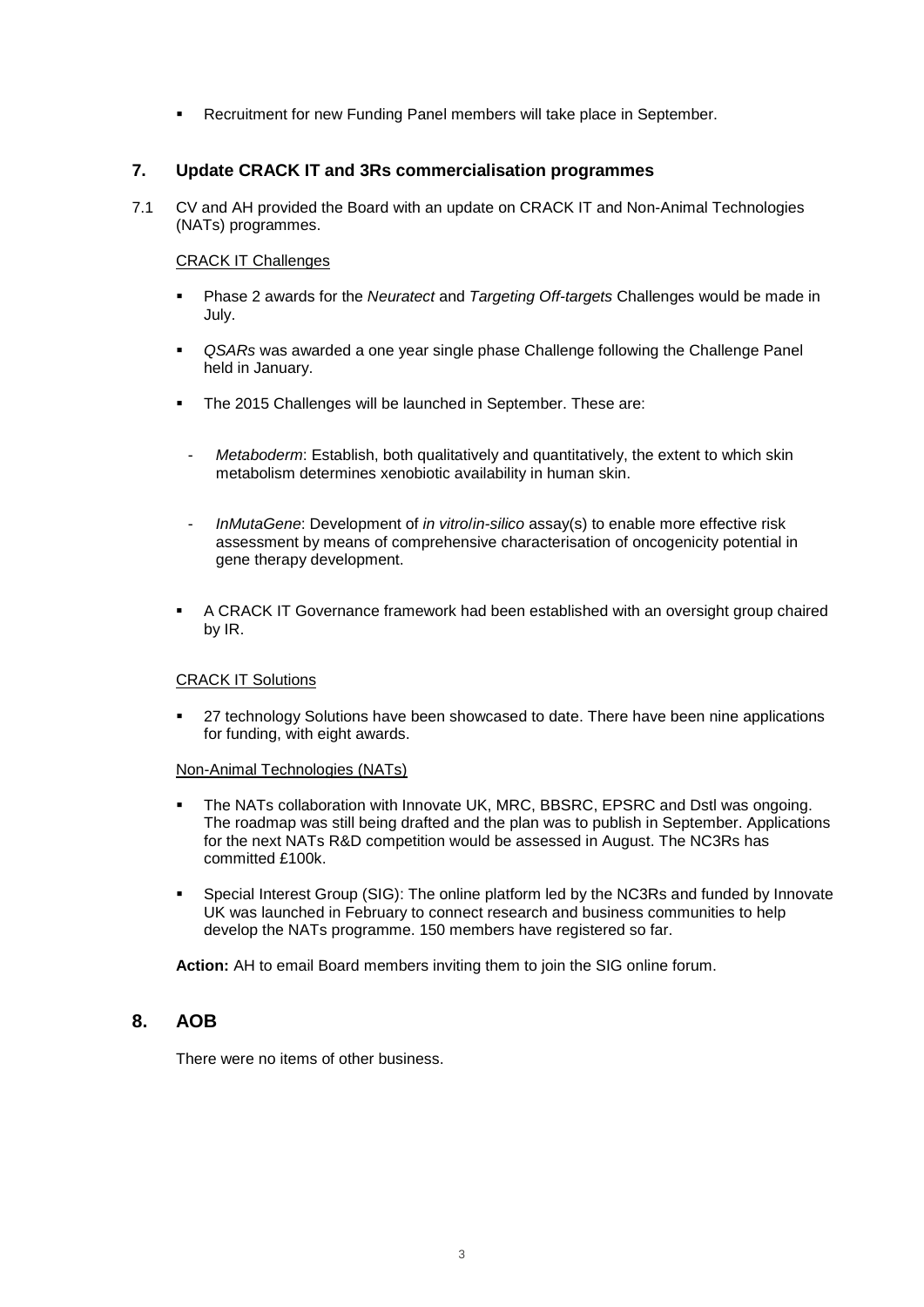- Recruitment for new Funding Panel members will take place in September.

## 7. Update CRACK IT and 3Rs commercialisation programmes

7.1 CV and AH provided the Board with an update on CRACK IT and Non-Animal Technologies (NATs) programmes.

CRACK IT Challenges

- Phase 2 awards for the *Neuratect* and *Targeting Off-targets* Challenges would be made in July.
- *QSARs* was awarded a one year single phase Challenge following the Challenge Panel held in January.
- The 2015 Challenges will be launched in September. These are:
  - *Metaboderm*: Establish, both qualitatively and quantitatively, the extent to which skin metabolism determines xenobiotic availability in human skin.
  - *InMutaGene*: Development of *in vitro*/*in-silico* assay(s) to enable more effective risk assessment by means of comprehensive characterisation of oncogenicity potential in gene therapy development.
- A CRACK IT Governance framework had been established with an oversight group chaired by IR.

CRACK IT Solutions

- 27 technology Solutions have been showcased to date. There have been nine applications for funding, with eight awards.

Non-Animal Technologies (NATs)

- The NATs collaboration with Innovate UK, MRC, BBSRC, EPSRC and Dstl was ongoing. The roadmap was still being drafted and the plan was to publish in September. Applications for the next NATs R&D competition would be assessed in August. The NC3Rs has committed £100k.
- Special Interest Group (SIG): The online platform led by the NC3Rs and funded by Innovate UK was launched in February to connect research and business communities to help develop the NATs programme. 150 members have registered so far.

**Action:** AH to email Board members inviting them to join the SIG online forum.

## 8. AOB

There were no items of other business.